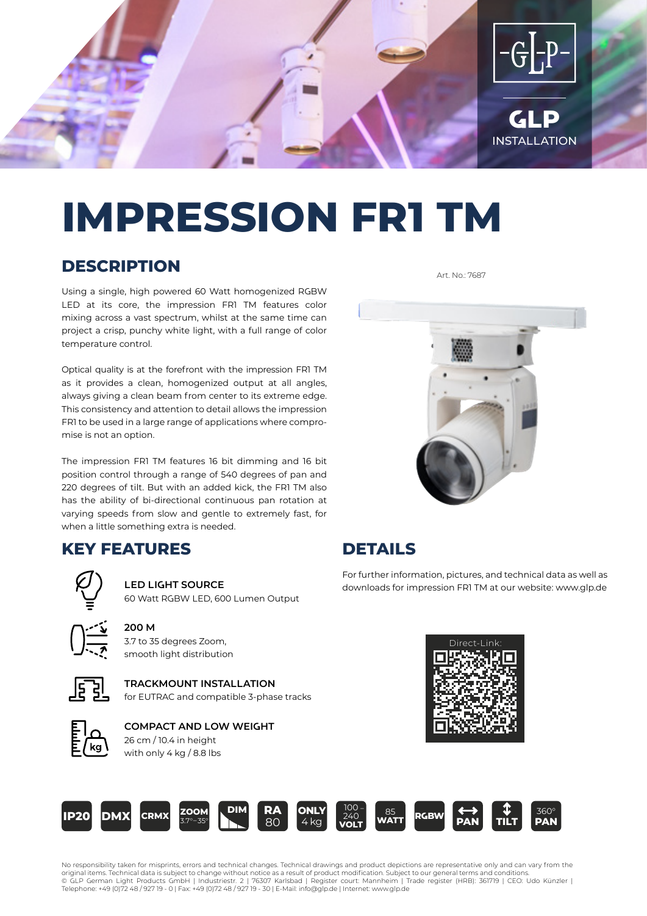GLP INSTALLATION

# IMPRESSION FR1 TM

## DESCRIPTION

Art. No.: 7687

Using a single, high powered 60 Watt homogenized RGBW LED at its core, the impression FR1 TM features color mixing across a vast spectrum, whilst at the same time can project a crisp, punchy white light, with a full range of color temperature control.

Optical quality is at the forefront with the impression FR1 TM as it provides a clean, homogenized output at all angles, always giving a clean beam from center to its extreme edge. This consistency and attention to detail allows the impression FR1 to be used in a large range of applications where compromise is not an option.

The impression FR1 TM features 16 bit dimming and 16 bit position control through a range of 540 degrees of pan and 220 degrees of tilt. But with an added kick, the FR1 TM also has the ability of bi-directional continuous pan rotation at varying speeds from slow and gentle to extremely fast, for when a little something extra is needed.

## KEY FEATURES

**LED LIGHT SOURCE**
60 Watt RGBW LED, 600 Lumen Output

**200 M**
3.7 to 35 degrees Zoom, smooth light distribution

**TRACKMOUNT INSTALLATION**
for EUTRAC and compatible 3-phase tracks

**COMPACT AND LOW WEIGHT**
26 cm / 10.4 in height
with only 4 kg / 8.8 lbs

## DETAILS

For further information, pictures, and technical data as well as downloads for impression FR1 TM at our website: www.glp.de

Direct-Link:

IP20 | DMX | CRMX | ZOOM 3.7°–35° | DIM | RA 80 | ONLY 4 kg | 100 – 240 VOLT | 85 WATT | RGBW | PAN | TILT | 360° PAN

No responsibility taken for misprints, errors and technical changes. Technical drawings and product depictions are representative only and can vary from the original items. Technical data is subject to change without notice as a result of product modification. Subject to our general terms and conditions.
© GLP German Light Products GmbH | Industriestr. 2 | 76307 Karlsbad | Register court: Mannheim | Trade register (HRB): 361719 | CEO: Udo Künzler | Telephone: +49 (0)72 48 / 927 19 - 0 | Fax: +49 (0)72 48 / 927 19 - 30 | E-Mail: info@glp.de | Internet: www.glp.de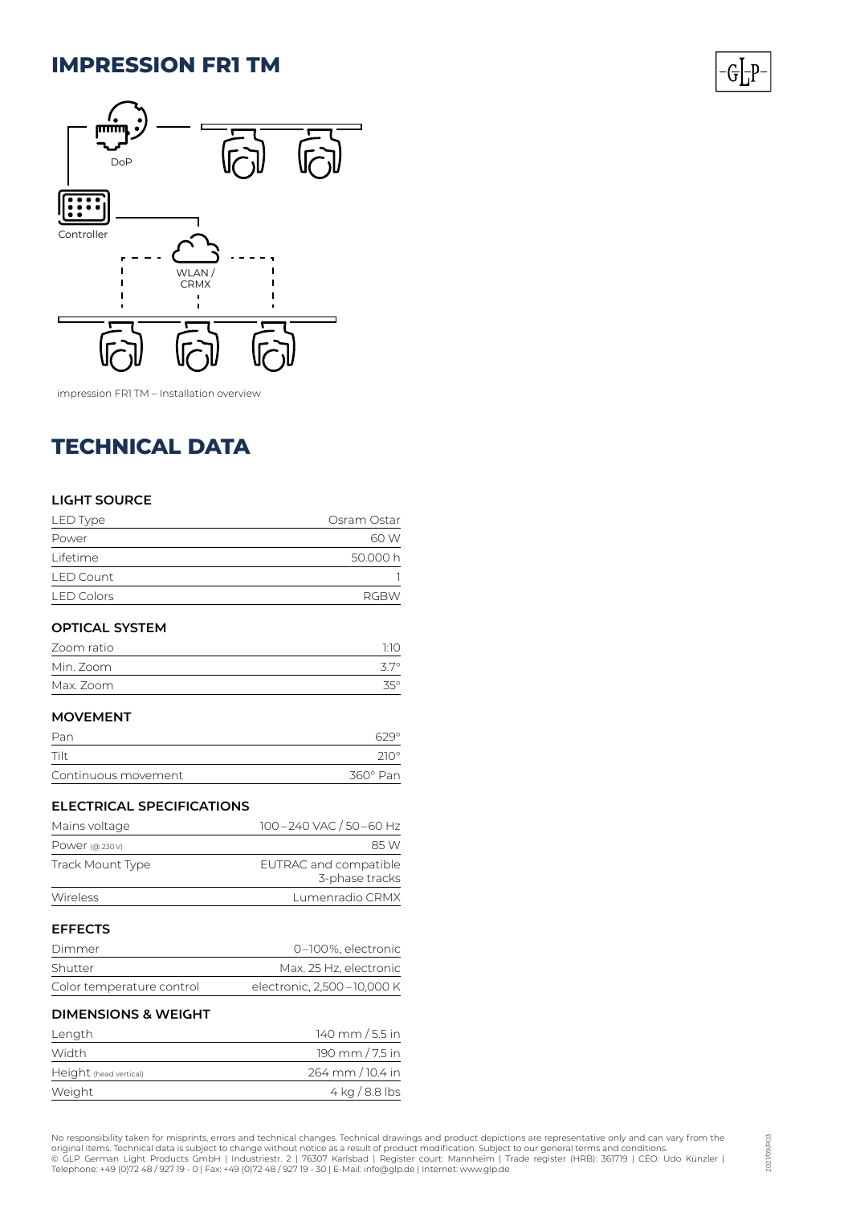# IMPRESSION FR1 TM

DoP

Controller

WLAN / CRMX

impression FR1 TM – Installation overview

## TECHNICAL DATA

### LIGHT SOURCE

| | |
|---|---|
| LED Type | Osram Ostar |
| Power | 60 W |
| Lifetime | 50.000 h |
| LED Count | 1 |
| LED Colors | RGBW |

### OPTICAL SYSTEM

| | |
|---|---|
| Zoom ratio | 1:10 |
| Min. Zoom | 3.7° |
| Max. Zoom | 35° |

### MOVEMENT

| | |
|---|---|
| Pan | 629° |
| Tilt | 210° |
| Continuous movement | 360° Pan |

### ELECTRICAL SPECIFICATIONS

| | |
|---|---|
| Mains voltage | 100 – 240 VAC / 50 – 60 Hz |
| Power (@ 230 V) | 85 W |
| Track Mount Type | EUTRAC and compatible 3-phase tracks |
| Wireless | Lumenradio CRMX |

### EFFECTS

| | |
|---|---|
| Dimmer | 0 – 100 %, electronic |
| Shutter | Max. 25 Hz, electronic |
| Color temperature control | electronic, 2,500 – 10,000 K |

### DIMENSIONS & WEIGHT

| | |
|---|---|
| Length | 140 mm / 5.5 in |
| Width | 190 mm / 7.5 in |
| Height (head vertical) | 264 mm / 10.4 in |
| Weight | 4 kg / 8.8 lbs |

No responsibility taken for misprints, errors and technical changes. Technical drawings and product depictions are representative only and can vary from the original items. Technical data is subject to change without notice as a result of product modification. Subject to our general terms and conditions.
© GLP German Light Products GmbH | Industriestr. 2 | 76307 Karlsbad | Register court: Mannheim | Trade register (HRB): 361719 | CEO: Udo Künzler | Telephone: +49 (0)72 48 / 927 19 - 0 | Fax: +49 (0)72 48 / 927 19 - 30 | E-Mail: info@glp.de | Internet: www.glp.de

2021/09/R03